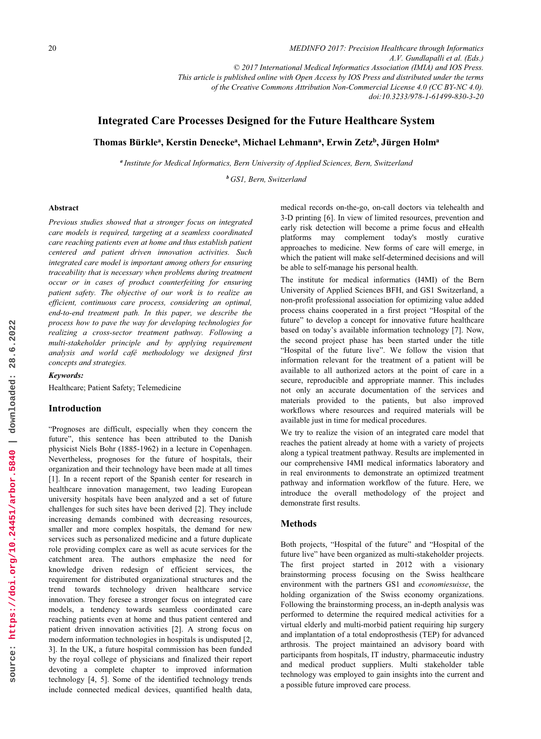# Integrated Care Processes Designed for the Future Healthcare System

**Thomas Bürkle[a], Kerstin Denecke[a], Michael Lehmann[a], Erwin Zetz[b], Jürgen Holm[a]**

[a] *Institute for Medical Informatics, Bern University of Applied Sciences, Bern, Switzerland*

[b] *GS1, Bern, Switzerland*

## Abstract

*Previous studies showed that a stronger focus on integrated care models is required, targeting at a seamless coordinated care reaching patients even at home and thus establish patient centered and patient driven innovation activities. Such integrated care model is important among others for ensuring traceability that is necessary when problems during treatment occur or in cases of product counterfeiting for ensuring patient safety. The objective of our work is to realize an efficient, continuous care process, considering an optimal, end-to-end treatment path. In this paper, we describe the process how to pave the way for developing technologies for realizing a cross-sector treatment pathway. Following a multi-stakeholder principle and by applying requirement analysis and world café methodology we designed first concepts and strategies.*

***Keywords:***

Healthcare; Patient Safety; Telemedicine

## Introduction

"Prognoses are difficult, especially when they concern the future", this sentence has been attributed to the Danish physicist Niels Bohr (1885-1962) in a lecture in Copenhagen. Nevertheless, prognoses for the future of hospitals, their organization and their technology have been made at all times [1]. In a recent report of the Spanish center for research in healthcare innovation management, two leading European university hospitals have been analyzed and a set of future challenges for such sites have been derived [2]. They include increasing demands combined with decreasing resources, smaller and more complex hospitals, the demand for new services such as personalized medicine and a future duplicate role providing complex care as well as acute services for the catchment area. The authors emphasize the need for knowledge driven redesign of efficient services, the requirement for distributed organizational structures and the trend towards technology driven healthcare service innovation. They foresee a stronger focus on integrated care models, a tendency towards seamless coordinated care reaching patients even at home and thus patient centered and patient driven innovation activities [2]. A strong focus on modern information technologies in hospitals is undisputed [2, 3]. In the UK, a future hospital commission has been funded by the royal college of physicians and finalized their report devoting a complete chapter to improved information technology [4, 5]. Some of the identified technology trends include connected medical devices, quantified health data, medical records on-the-go, on-call doctors via telehealth and 3-D printing [6]. In view of limited resources, prevention and early risk detection will become a prime focus and eHealth platforms may complement today's mostly curative approaches to medicine. New forms of care will emerge, in which the patient will make self-determined decisions and will be able to self-manage his personal health.

The institute for medical informatics (I4MI) of the Bern University of Applied Sciences BFH, and GS1 Switzerland, a non-profit professional association for optimizing value added process chains cooperated in a first project "Hospital of the future" to develop a concept for innovative future healthcare based on today's available information technology [7]. Now, the second project phase has been started under the title "Hospital of the future live". We follow the vision that information relevant for the treatment of a patient will be available to all authorized actors at the point of care in a secure, reproducible and appropriate manner. This includes not only an accurate documentation of the services and materials provided to the patients, but also improved workflows where resources and required materials will be available just in time for medical procedures.

We try to realize the vision of an integrated care model that reaches the patient already at home with a variety of projects along a typical treatment pathway. Results are implemented in our comprehensive I4MI medical informatics laboratory and in real environments to demonstrate an optimized treatment pathway and information workflow of the future. Here, we introduce the overall methodology of the project and demonstrate first results.

## Methods

Both projects, "Hospital of the future" and "Hospital of the future live" have been organized as multi-stakeholder projects. The first project started in 2012 with a visionary brainstorming process focusing on the Swiss healthcare environment with the partners GS1 and *economiesuisse*, the holding organization of the Swiss economy organizations. Following the brainstorming process, an in-depth analysis was performed to determine the required medical activities for a virtual elderly and multi-morbid patient requiring hip surgery and implantation of a total endoprosthesis (TEP) for advanced arthrosis. The project maintained an advisory board with participants from hospitals, IT industry, pharmaceutic industry and medical product suppliers. Multi stakeholder table technology was employed to gain insights into the current and a possible future improved care process.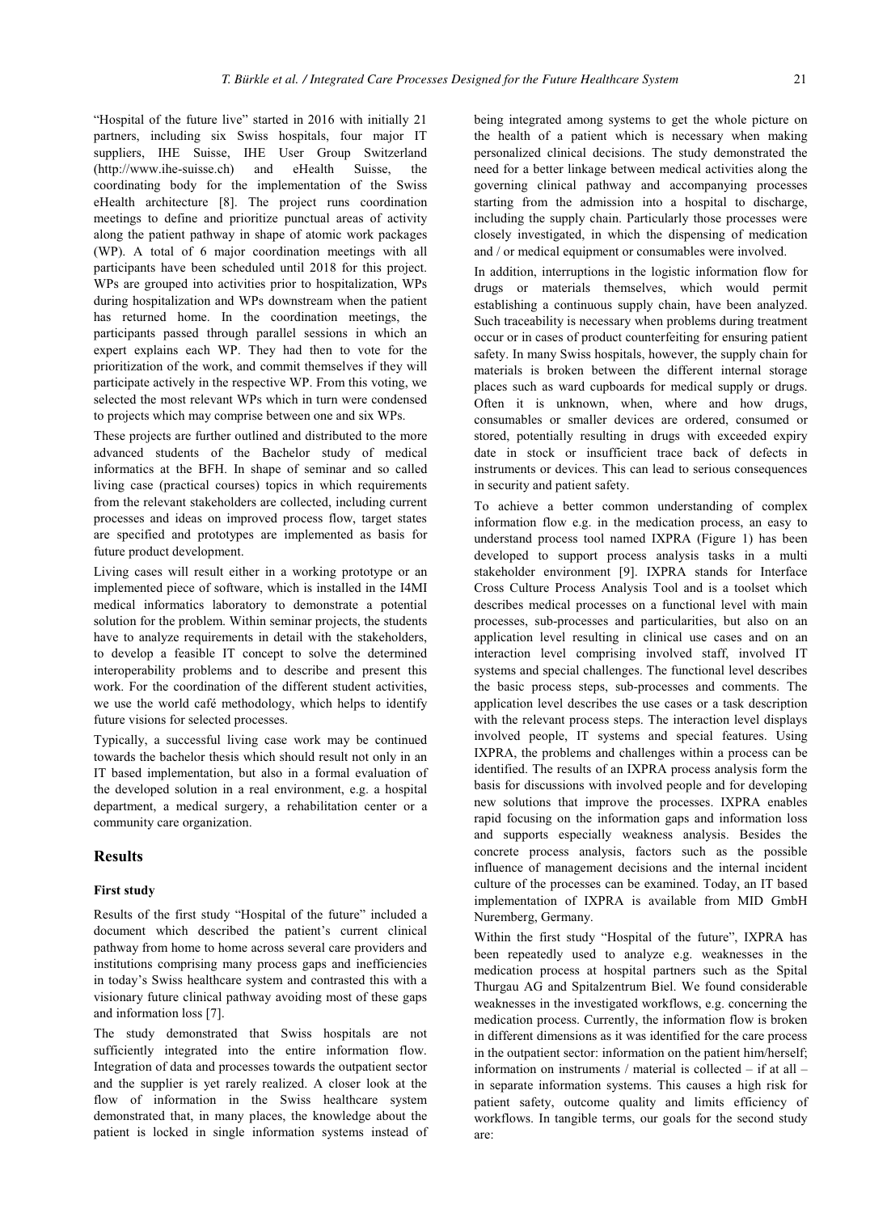"Hospital of the future live" started in 2016 with initially 21 partners, including six Swiss hospitals, four major IT suppliers, IHE Suisse, IHE User Group Switzerland (http://www.ihe-suisse.ch) and eHealth Suisse, the coordinating body for the implementation of the Swiss eHealth architecture [8]. The project runs coordination meetings to define and prioritize punctual areas of activity along the patient pathway in shape of atomic work packages (WP). A total of 6 major coordination meetings with all participants have been scheduled until 2018 for this project. WPs are grouped into activities prior to hospitalization, WPs during hospitalization and WPs downstream when the patient has returned home. In the coordination meetings, the participants passed through parallel sessions in which an expert explains each WP. They had then to vote for the prioritization of the work, and commit themselves if they will participate actively in the respective WP. From this voting, we selected the most relevant WPs which in turn were condensed to projects which may comprise between one and six WPs.

These projects are further outlined and distributed to the more advanced students of the Bachelor study of medical informatics at the BFH. In shape of seminar and so called living case (practical courses) topics in which requirements from the relevant stakeholders are collected, including current processes and ideas on improved process flow, target states are specified and prototypes are implemented as basis for future product development.

Living cases will result either in a working prototype or an implemented piece of software, which is installed in the I4MI medical informatics laboratory to demonstrate a potential solution for the problem. Within seminar projects, the students have to analyze requirements in detail with the stakeholders, to develop a feasible IT concept to solve the determined interoperability problems and to describe and present this work. For the coordination of the different student activities, we use the world café methodology, which helps to identify future visions for selected processes.

Typically, a successful living case work may be continued towards the bachelor thesis which should result not only in an IT based implementation, but also in a formal evaluation of the developed solution in a real environment, e.g. a hospital department, a medical surgery, a rehabilitation center or a community care organization.

## Results

### First study

Results of the first study "Hospital of the future" included a document which described the patient's current clinical pathway from home to home across several care providers and institutions comprising many process gaps and inefficiencies in today's Swiss healthcare system and contrasted this with a visionary future clinical pathway avoiding most of these gaps and information loss [7].

The study demonstrated that Swiss hospitals are not sufficiently integrated into the entire information flow. Integration of data and processes towards the outpatient sector and the supplier is yet rarely realized. A closer look at the flow of information in the Swiss healthcare system demonstrated that, in many places, the knowledge about the patient is locked in single information systems instead of being integrated among systems to get the whole picture on the health of a patient which is necessary when making personalized clinical decisions. The study demonstrated the need for a better linkage between medical activities along the governing clinical pathway and accompanying processes starting from the admission into a hospital to discharge, including the supply chain. Particularly those processes were closely investigated, in which the dispensing of medication and / or medical equipment or consumables were involved.

In addition, interruptions in the logistic information flow for drugs or materials themselves, which would permit establishing a continuous supply chain, have been analyzed. Such traceability is necessary when problems during treatment occur or in cases of product counterfeiting for ensuring patient safety. In many Swiss hospitals, however, the supply chain for materials is broken between the different internal storage places such as ward cupboards for medical supply or drugs. Often it is unknown, when, where and how drugs, consumables or smaller devices are ordered, consumed or stored, potentially resulting in drugs with exceeded expiry date in stock or insufficient trace back of defects in instruments or devices. This can lead to serious consequences in security and patient safety.

To achieve a better common understanding of complex information flow e.g. in the medication process, an easy to understand process tool named IXPRA (Figure 1) has been developed to support process analysis tasks in a multi stakeholder environment [9]. IXPRA stands for Interface Cross Culture Process Analysis Tool and is a toolset which describes medical processes on a functional level with main processes, sub-processes and particularities, but also on an application level resulting in clinical use cases and on an interaction level comprising involved staff, involved IT systems and special challenges. The functional level describes the basic process steps, sub-processes and comments. The application level describes the use cases or a task description with the relevant process steps. The interaction level displays involved people, IT systems and special features. Using IXPRA, the problems and challenges within a process can be identified. The results of an IXPRA process analysis form the basis for discussions with involved people and for developing new solutions that improve the processes. IXPRA enables rapid focusing on the information gaps and information loss and supports especially weakness analysis. Besides the concrete process analysis, factors such as the possible influence of management decisions and the internal incident culture of the processes can be examined. Today, an IT based implementation of IXPRA is available from MID GmbH Nuremberg, Germany.

Within the first study "Hospital of the future", IXPRA has been repeatedly used to analyze e.g. weaknesses in the medication process at hospital partners such as the Spital Thurgau AG and Spitalzentrum Biel. We found considerable weaknesses in the investigated workflows, e.g. concerning the medication process. Currently, the information flow is broken in different dimensions as it was identified for the care process in the outpatient sector: information on the patient him/herself; information on instruments / material is collected – if at all – in separate information systems. This causes a high risk for patient safety, outcome quality and limits efficiency of workflows. In tangible terms, our goals for the second study are: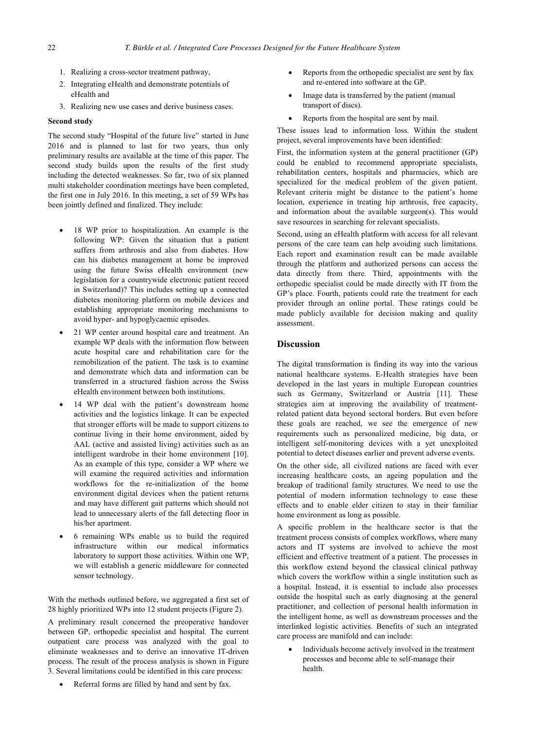1. Realizing a cross-sector treatment pathway,
2. Integrating eHealth and demonstrate potentials of eHealth and
3. Realizing new use cases and derive business cases.

**Second study**

The second study "Hospital of the future live" started in June 2016 and is planned to last for two years, thus only preliminary results are available at the time of this paper. The second study builds upon the results of the first study including the detected weaknesses. So far, two of six planned multi stakeholder coordination meetings have been completed, the first one in July 2016. In this meeting, a set of 59 WPs has been jointly defined and finalized. They include:

- 18 WP prior to hospitalization. An example is the following WP: Given the situation that a patient suffers from arthrosis and also from diabetes. How can his diabetes management at home be improved using the future Swiss eHealth environment (new legislation for a countrywide electronic patient record in Switzerland)? This includes setting up a connected diabetes monitoring platform on mobile devices and establishing appropriate monitoring mechanisms to avoid hyper- and hypoglycaemic episodes.
- 21 WP center around hospital care and treatment. An example WP deals with the information flow between acute hospital care and rehabilitation care for the remobilization of the patient. The task is to examine and demonstrate which data and information can be transferred in a structured fashion across the Swiss eHealth environment between both institutions.
- 14 WP deal with the patient's downstream home activities and the logistics linkage. It can be expected that stronger efforts will be made to support citizens to continue living in their home environment, aided by AAL (active and assisted living) activities such as an intelligent wardrobe in their home environment [10]. As an example of this type, consider a WP where we will examine the required activities and information workflows for the re-initialization of the home environment digital devices when the patient returns and may have different gait patterns which should not lead to unnecessary alerts of the fall detecting floor in his/her apartment.
- 6 remaining WPs enable us to build the required infrastructure within our medical informatics laboratory to support those activities. Within one WP, we will establish a generic middleware for connected sensor technology.

With the methods outlined before, we aggregated a first set of 28 highly prioritized WPs into 12 student projects (Figure 2).

A preliminary result concerned the preoperative handover between GP, orthopedic specialist and hospital. The current outpatient care process was analyzed with the goal to eliminate weaknesses and to derive an innovative IT-driven process. The result of the process analysis is shown in Figure 3. Several limitations could be identified in this care process:

- Referral forms are filled by hand and sent by fax.
- Reports from the orthopedic specialist are sent by fax and re-entered into software at the GP.
- Image data is transferred by the patient (manual transport of discs).
- Reports from the hospital are sent by mail.

These issues lead to information loss. Within the student project, several improvements have been identified:

First, the information system at the general practitioner (GP) could be enabled to recommend appropriate specialists, rehabilitation centers, hospitals and pharmacies, which are specialized for the medical problem of the given patient. Relevant criteria might be distance to the patient's home location, experience in treating hip arthrosis, free capacity, and information about the available surgeon(s). This would save resources in searching for relevant specialists.

Second, using an eHealth platform with access for all relevant persons of the care team can help avoiding such limitations. Each report and examination result can be made available through the platform and authorized persons can access the data directly from there. Third, appointments with the orthopedic specialist could be made directly with IT from the GP's place. Fourth, patients could rate the treatment for each provider through an online portal. These ratings could be made publicly available for decision making and quality assessment.

## Discussion

The digital transformation is finding its way into the various national healthcare systems. E-Health strategies have been developed in the last years in multiple European countries such as Germany, Switzerland or Austria [11]. These strategies aim at improving the availability of treatment-related patient data beyond sectoral borders. But even before these goals are reached, we see the emergence of new requirements such as personalized medicine, big data, or intelligent self-monitoring devices with a yet unexploited potential to detect diseases earlier and prevent adverse events.

On the other side, all civilized nations are faced with ever increasing healthcare costs, an ageing population and the breakup of traditional family structures. We need to use the potential of modern information technology to ease these effects and to enable elder citizen to stay in their familiar home environment as long as possible.

A specific problem in the healthcare sector is that the treatment process consists of complex workflows, where many actors and IT systems are involved to achieve the most efficient and effective treatment of a patient. The processes in this workflow extend beyond the classical clinical pathway which covers the workflow within a single institution such as a hospital. Instead, it is essential to include also processes outside the hospital such as early diagnosing at the general practitioner, and collection of personal health information in the intelligent home, as well as downstream processes and the interlinked logistic activities. Benefits of such an integrated care process are manifold and can include:

- Individuals become actively involved in the treatment processes and become able to self-manage their health.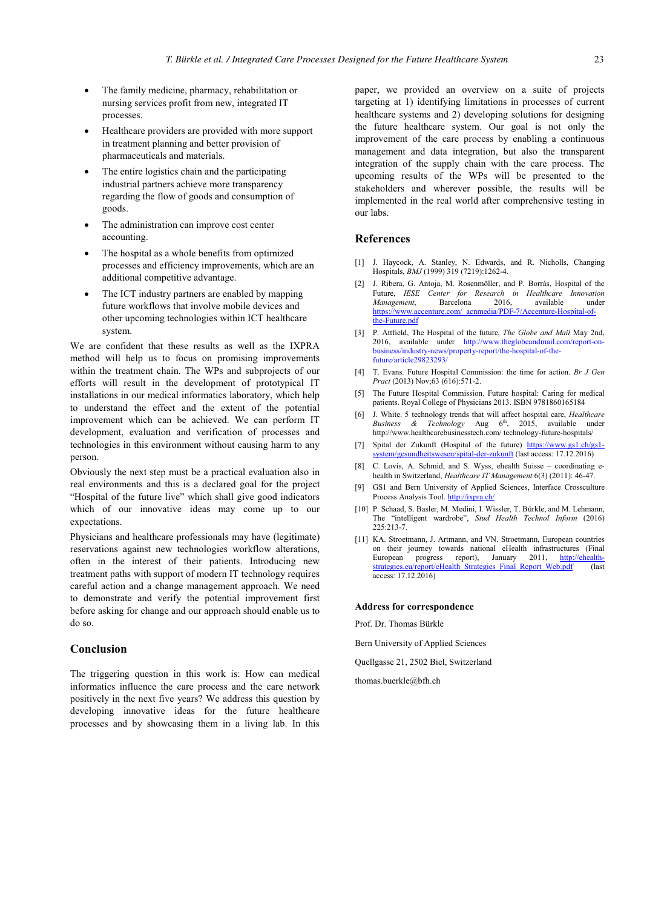- The family medicine, pharmacy, rehabilitation or nursing services profit from new, integrated IT processes.
- Healthcare providers are provided with more support in treatment planning and better provision of pharmaceuticals and materials.
- The entire logistics chain and the participating industrial partners achieve more transparency regarding the flow of goods and consumption of goods.
- The administration can improve cost center accounting.
- The hospital as a whole benefits from optimized processes and efficiency improvements, which are an additional competitive advantage.
- The ICT industry partners are enabled by mapping future workflows that involve mobile devices and other upcoming technologies within ICT healthcare system.

We are confident that these results as well as the IXPRA method will help us to focus on promising improvements within the treatment chain. The WPs and subprojects of our efforts will result in the development of prototypical IT installations in our medical informatics laboratory, which help to understand the effect and the extent of the potential improvement which can be achieved. We can perform IT development, evaluation and verification of processes and technologies in this environment without causing harm to any person.

Obviously the next step must be a practical evaluation also in real environments and this is a declared goal for the project "Hospital of the future live" which shall give good indicators which of our innovative ideas may come up to our expectations.

Physicians and healthcare professionals may have (legitimate) reservations against new technologies workflow alterations, often in the interest of their patients. Introducing new treatment paths with support of modern IT technology requires careful action and a change management approach. We need to demonstrate and verify the potential improvement first before asking for change and our approach should enable us to do so.

## Conclusion

The triggering question in this work is: How can medical informatics influence the care process and the care network positively in the next five years? We address this question by developing innovative ideas for the future healthcare processes and by showcasing them in a living lab. In this paper, we provided an overview on a suite of projects targeting at 1) identifying limitations in processes of current healthcare systems and 2) developing solutions for designing the future healthcare system. Our goal is not only the improvement of the care process by enabling a continuous management and data integration, but also the transparent integration of the supply chain with the care process. The upcoming results of the WPs will be presented to the stakeholders and wherever possible, the results will be implemented in the real world after comprehensive testing in our labs.

## References

[1] J. Haycock, A. Stanley, N. Edwards, and R. Nicholls, Changing Hospitals, *BMJ* (1999) 319 (7219):1262-4.

[2] J. Ribera, G. Antoja, M. Rosenmöller, and P. Borrás, Hospital of the Future, *IESE Center for Research in Healthcare Innovation Management*, Barcelona 2016, available under https://www.accenture.com/_acnmedia/PDF-7/Accenture-Hospital-of-the-Future.pdf

[3] P. Attfield, The Hospital of the future, *The Globe and Mail* May 2nd, 2016, available under http://www.theglobeandmail.com/report-on-business/industry-news/property-report/the-hospital-of-the-future/article29823293/

[4] T. Evans. Future Hospital Commission: the time for action. *Br J Gen Pract* (2013) Nov;63 (616):571-2.

[5] The Future Hospital Commission. Future hospital: Caring for medical patients. Royal College of Physicians 2013. ISBN 9781860165184

[6] J. White. 5 technology trends that will affect hospital care, *Healthcare Business & Technology* Aug 6th, 2015, available under http://www.healthcarebusinesstech.com/ technology-future-hospitals/

[7] Spital der Zukunft (Hospital of the future) https://www.gs1.ch/gs1-system/gesundheitswesen/spital-der-zukunft (last access: 17.12.2016)

[8] C. Lovis, A. Schmid, and S. Wyss, ehealth Suisse – coordinating e-health in Switzerland, *Healthcare IT Management* 6(3) (2011): 46-47.

[9] GS1 and Bern University of Applied Sciences, Interface Crossculture Process Analysis Tool. http://ixpra.ch/

[10] P. Schaad, S. Basler, M. Medini, I. Wissler, T. Bürkle, and M. Lehmann, The "intelligent wardrobe", *Stud Health Technol Inform* (2016) 225:213-7.

[11] KA. Stroetmann, J. Artmann, and VN. Stroetmann, European countries on their journey towards national eHealth infrastructures (Final European progress report), January 2011, http://ehealth-strategies.eu/report/eHealth_Strategies_Final_Report_Web.pdf (last access: 17.12.2016)

### Address for correspondence

Prof. Dr. Thomas Bürkle

Bern University of Applied Sciences

Quellgasse 21, 2502 Biel, Switzerland

thomas.buerkle@bfh.ch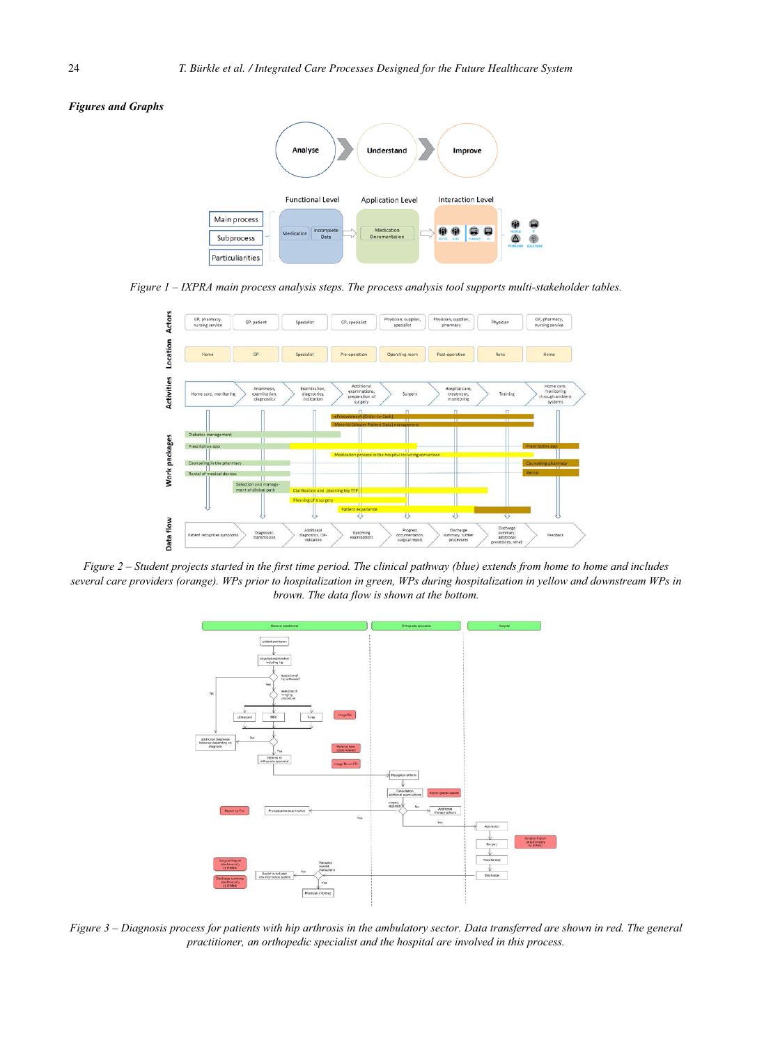***Figures and Graphs***

Analyse

Understand

Improve

Functional Level

Application Level

Interaction Level

Main process

Subprocess

Particuliarities

Medication

Incomplete Data

Medication Documentation

*Figure 1 – IXPRA main process analysis steps. The process analysis tool supports multi-stakeholder tables.*

Actors

GP, pharmacy, nursing service

GP, patient

Specialist

GP, specialist

Physician, supplier, specialist

Physician, supplier, pharmacy

Physician

GP, pharmacy, nursing service

Location

Home

GP

Specialist

Pre-operation

Operating room

Post-operation

Reha

Home

Activities

Home care, monitoring

Anamnesis, examination, diagnostics

Examination, diagnostics, indication

Additional examinations, preparation of surgery

Surgery

Hospital care, treatment, monitoring

Training

Home care, monitoring through ambient systems

Work packages

eProcurement (Order to Cash)

Material (Master Patient Data) management

Diabetes management

Prescription app

Prescription app

Medication process in the hospital including conversion

Counseling in the pharmacy

Counseling pharmacy

Rental of medical devices

Rental

Selection and management of clinical path

Clarification and planning hip TEP

Planning of a surgery

Patient experience

Data flow

Patient recognizes symptoms

Diagnostic transmission

Additional diagnostics, OP-indication

Upcoming examinations

Progress documentation, surgical report

Discharge summary, further procedures

Discharge summary, additional procedures, rehab

Feedback

*Figure 2 – Student projects started in the first time period. The clinical pathway (blue) extends from home to home and includes several care providers (orange). WPs prior to hospitalization in green, WPs during hospitalization in yellow and downstream WPs in brown. The data flow is shown at the bottom.*

General practitioner

Orthopedic specialist

Hospital

*Figure 3 – Diagnosis process for patients with hip arthrosis in the ambulatory sector. Data transferred are shown in red. The general practitioner, an orthopedic specialist and the hospital are involved in this process.*